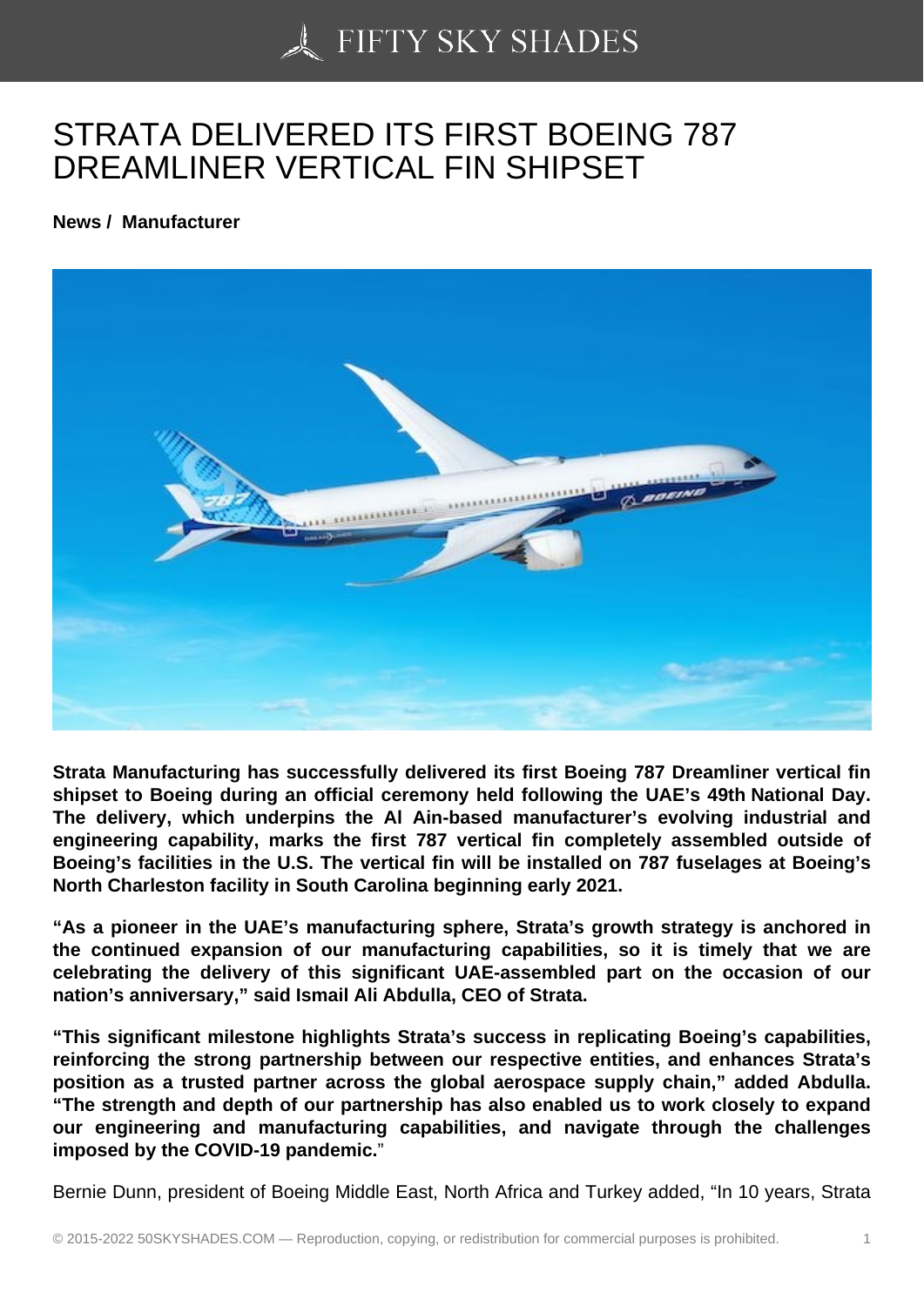# STRATA DELIVERED ITS FIRST BOEING 787 DREAMLINER VERTICAL FIN SHIPSET

**News / Manufacturer**

**Strata Manufacturing has successfully delivered its first Boeing 787 Dreamliner vertical fin shipset to Boeing during an official ceremony held following the UAE's 49th National Day. The delivery, which underpins the Al Ain-based manufacturer's evolving industrial and engineering capability, marks the first 787 vertical fin completely assembled outside of Boeing's facilities in the U.S. The vertical fin will be installed on 787 fuselages at Boeing's North Charleston facility in South Carolina beginning early 2021.**

**"As a pioneer in the UAE's manufacturing sphere, Strata's growth strategy is anchored in the continued expansion of our manufacturing capabilities, so it is timely that we are celebrating the delivery of this significant UAE-assembled part on the occasion of our nation's anniversary," said Ismail Ali Abdulla, CEO of Strata.**

**"This significant milestone highlights Strata's success in replicating Boeing's capabilities, reinforcing the strong partnership between our respective entities, and enhances Strata's position as a trusted partner across the global aerospace supply chain," added Abdulla. "The strength and depth of our partnership has also enabled us to work closely to expand our engineering and manufacturing capabilities, and navigate through the challenges imposed by the COVID-19 pandemic.**"

Bernie Dunn, president of Boeing Middle East, North Africa and Turkey added, "In 10 years, Strata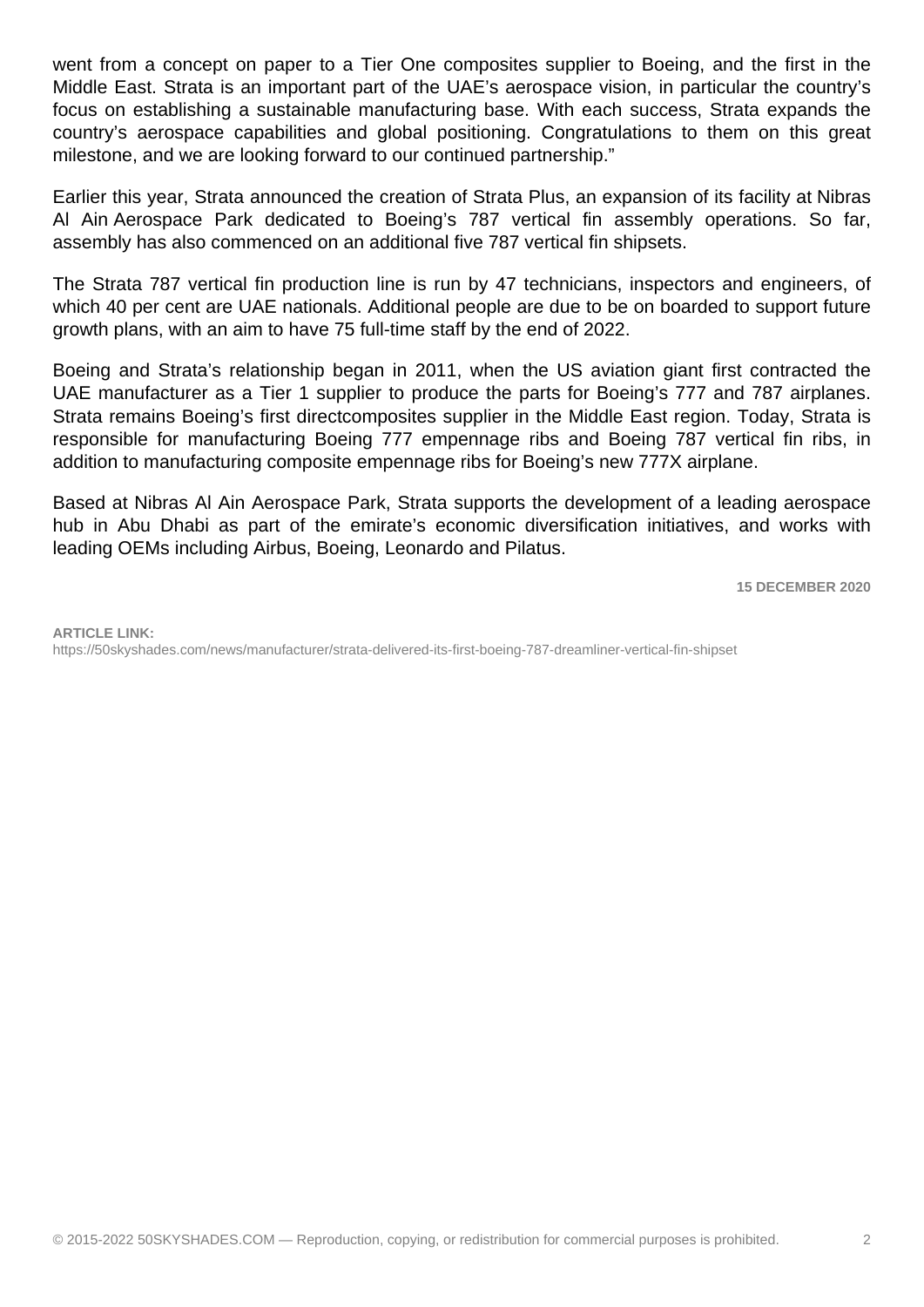went from a concept on paper to a Tier One composites supplier to Boeing, and the first in the Middle East. Strata is an important part of the UAE's aerospace vision, in particular the country's focus on establishing a sustainable manufacturing base. With each success, Strata expands the country's aerospace capabilities and global positioning. Congratulations to them on this great milestone, and we are looking forward to our continued partnership."

Earlier this year, Strata announced the creation of Strata Plus, an expansion of its facility at Nibras Al Ain Aerospace Park dedicated to Boeing's 787 vertical fin assembly operations. So far, assembly has also commenced on an additional five 787 vertical fin shipsets.

The Strata 787 vertical fin production line is run by 47 technicians, inspectors and engineers, of which 40 per cent are UAE nationals. Additional people are due to be on boarded to support future growth plans, with an aim to have 75 full-time staff by the end of 2022.

Boeing and Strata's relationship began in 2011, when the US aviation giant first contracted the UAE manufacturer as a Tier 1 supplier to produce the parts for Boeing's 777 and 787 airplanes. Strata remains Boeing's first directcomposites supplier in the Middle East region. Today, Strata is responsible for manufacturing Boeing 777 empennage ribs and Boeing 787 vertical fin ribs, in addition to manufacturing composite empennage ribs for Boeing's new 777X airplane.

Based at Nibras Al Ain Aerospace Park, Strata supports the development of a leading aerospace hub in Abu Dhabi as part of the emirate's economic diversification initiatives, and works with leading OEMs including Airbus, Boeing, Leonardo and Pilatus.

**15 DECEMBER 2020**

**ARTICLE LINK:**
https://50skyshades.com/news/manufacturer/strata-delivered-its-first-boeing-787-dreamliner-vertical-fin-shipset